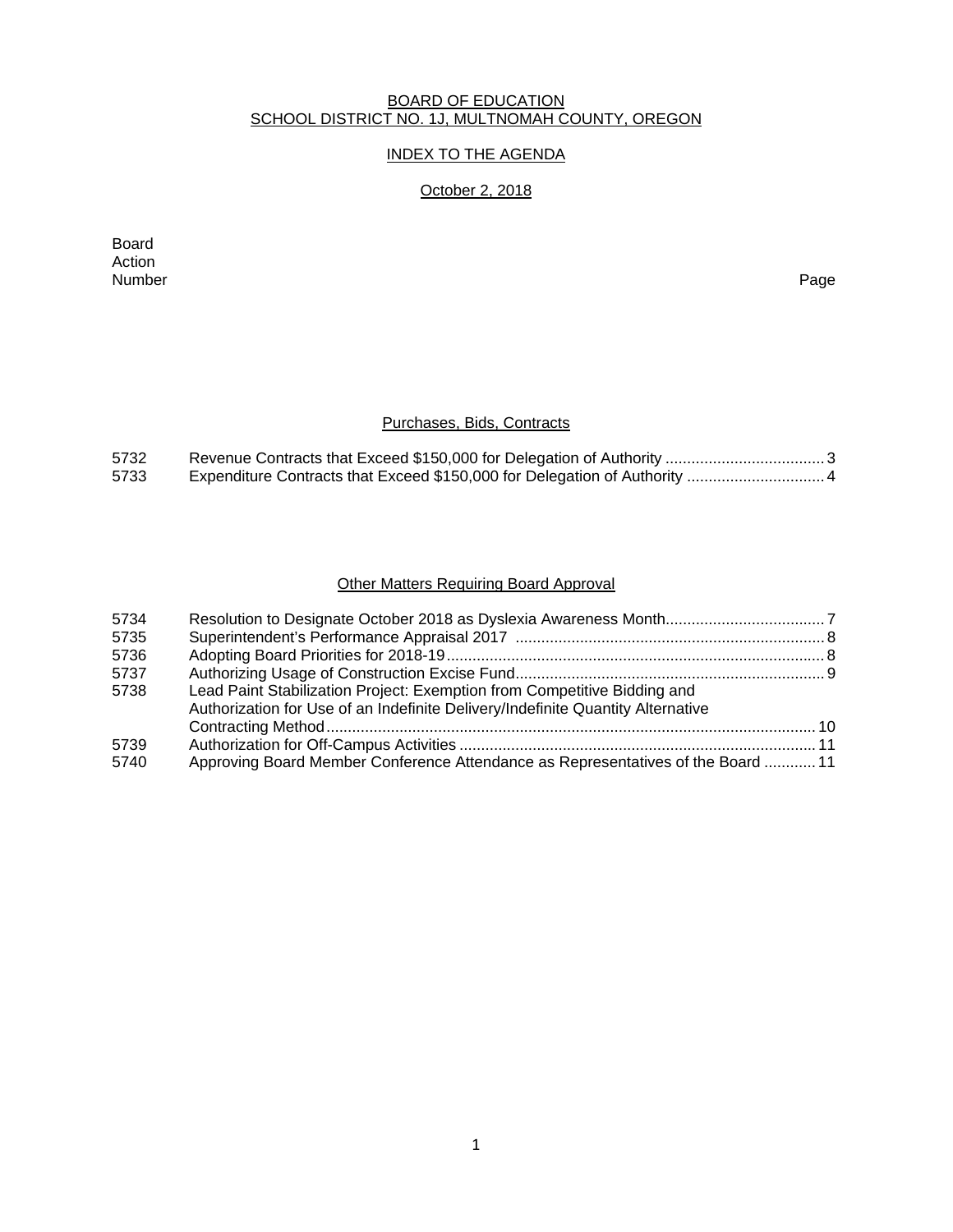# BOARD OF EDUCATION
# SCHOOL DISTRICT NO. 1J, MULTNOMAH COUNTY, OREGON

## INDEX TO THE AGENDA

## October 2, 2018

| Board Action Number | | Page |
|---|---|---|

### Purchases, Bids, Contracts

| | | |
|---|---|---|
| 5732 | Revenue Contracts that Exceed $150,000 for Delegation of Authority | 3 |
| 5733 | Expenditure Contracts that Exceed $150,000 for Delegation of Authority | 4 |

### Other Matters Requiring Board Approval

| | | |
|---|---|---|
| 5734 | Resolution to Designate October 2018 as Dyslexia Awareness Month | 7 |
| 5735 | Superintendent's Performance Appraisal 2017 | 8 |
| 5736 | Adopting Board Priorities for 2018-19 | 8 |
| 5737 | Authorizing Usage of Construction Excise Fund | 9 |
| 5738 | Lead Paint Stabilization Project: Exemption from Competitive Bidding and Authorization for Use of an Indefinite Delivery/Indefinite Quantity Alternative Contracting Method | 10 |
| 5739 | Authorization for Off-Campus Activities | 11 |
| 5740 | Approving Board Member Conference Attendance as Representatives of the Board | 11 |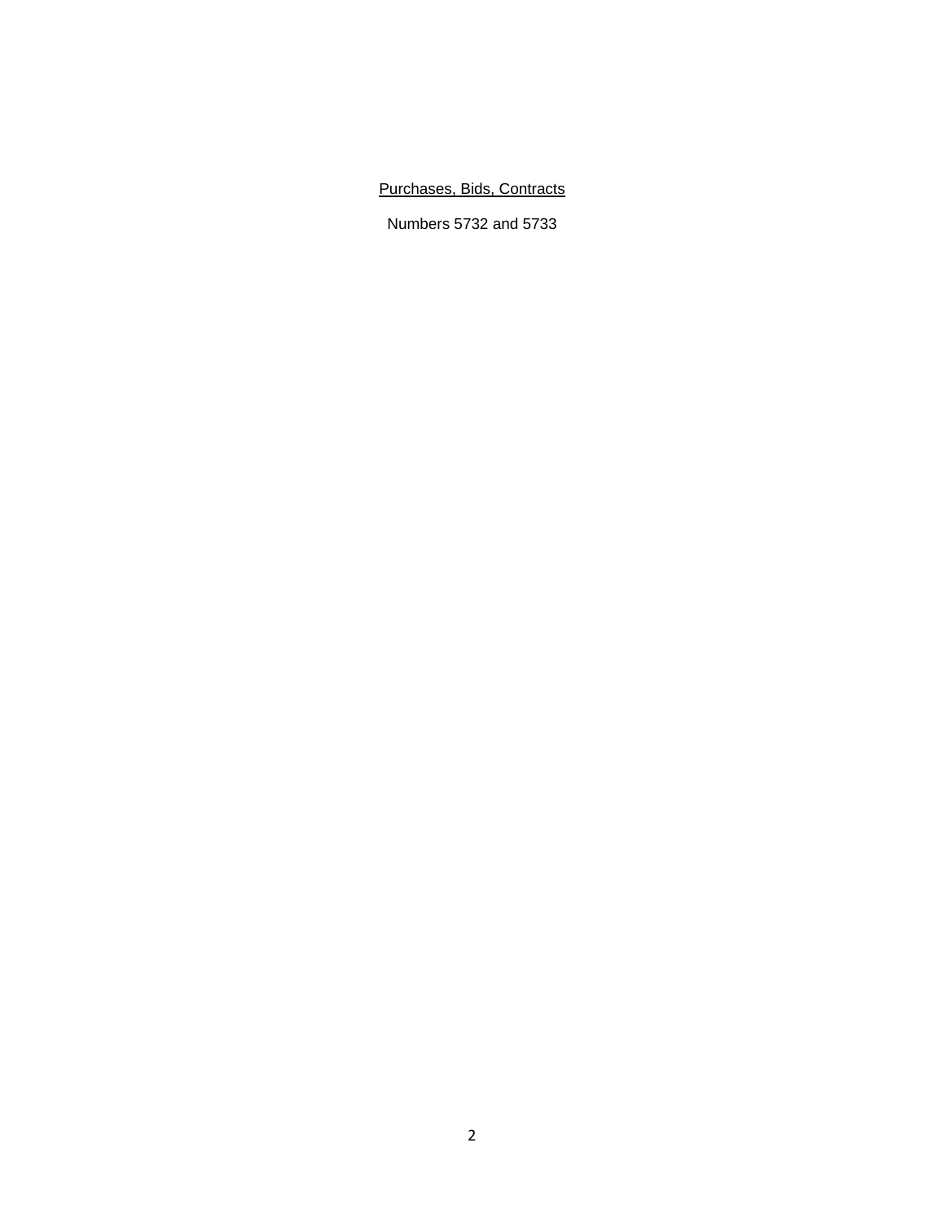Purchases, Bids, Contracts

Numbers 5732 and 5733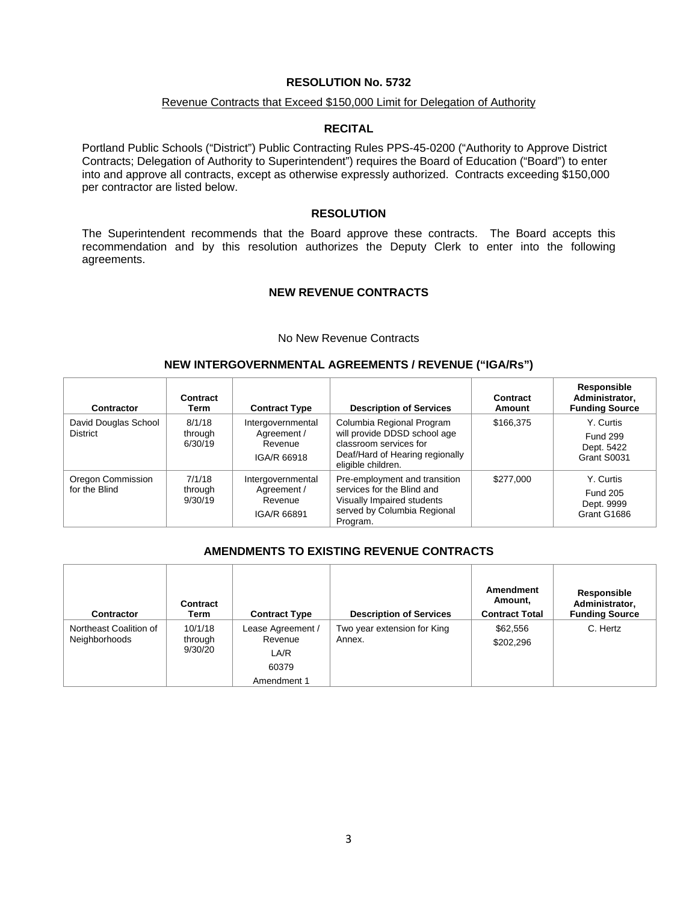## RESOLUTION No. 5732

Revenue Contracts that Exceed $150,000 Limit for Delegation of Authority

### RECITAL

Portland Public Schools ("District") Public Contracting Rules PPS-45-0200 ("Authority to Approve District Contracts; Delegation of Authority to Superintendent") requires the Board of Education ("Board") to enter into and approve all contracts, except as otherwise expressly authorized. Contracts exceeding $150,000 per contractor are listed below.

### RESOLUTION

The Superintendent recommends that the Board approve these contracts. The Board accepts this recommendation and by this resolution authorizes the Deputy Clerk to enter into the following agreements.

### NEW REVENUE CONTRACTS

No New Revenue Contracts

### NEW INTERGOVERNMENTAL AGREEMENTS / REVENUE ("IGA/Rs")

| Contractor | Contract Term | Contract Type | Description of Services | Contract Amount | Responsible Administrator, Funding Source |
|---|---|---|---|---|---|
| David Douglas School District | 8/1/18 through 6/30/19 | Intergovernmental Agreement / Revenue IGA/R 66918 | Columbia Regional Program will provide DDSD school age classroom services for Deaf/Hard of Hearing regionally eligible children. | $166,375 | Y. Curtis Fund 299 Dept. 5422 Grant S0031 |
| Oregon Commission for the Blind | 7/1/18 through 9/30/19 | Intergovernmental Agreement / Revenue IGA/R 66891 | Pre-employment and transition services for the Blind and Visually Impaired students served by Columbia Regional Program. | $277,000 | Y. Curtis Fund 205 Dept. 9999 Grant G1686 |

### AMENDMENTS TO EXISTING REVENUE CONTRACTS

| Contractor | Contract Term | Contract Type | Description of Services | Amendment Amount, Contract Total | Responsible Administrator, Funding Source |
|---|---|---|---|---|---|
| Northeast Coalition of Neighborhoods | 10/1/18 through 9/30/20 | Lease Agreement / Revenue LA/R 60379 Amendment 1 | Two year extension for King Annex. | $62,556 $202,296 | C. Hertz |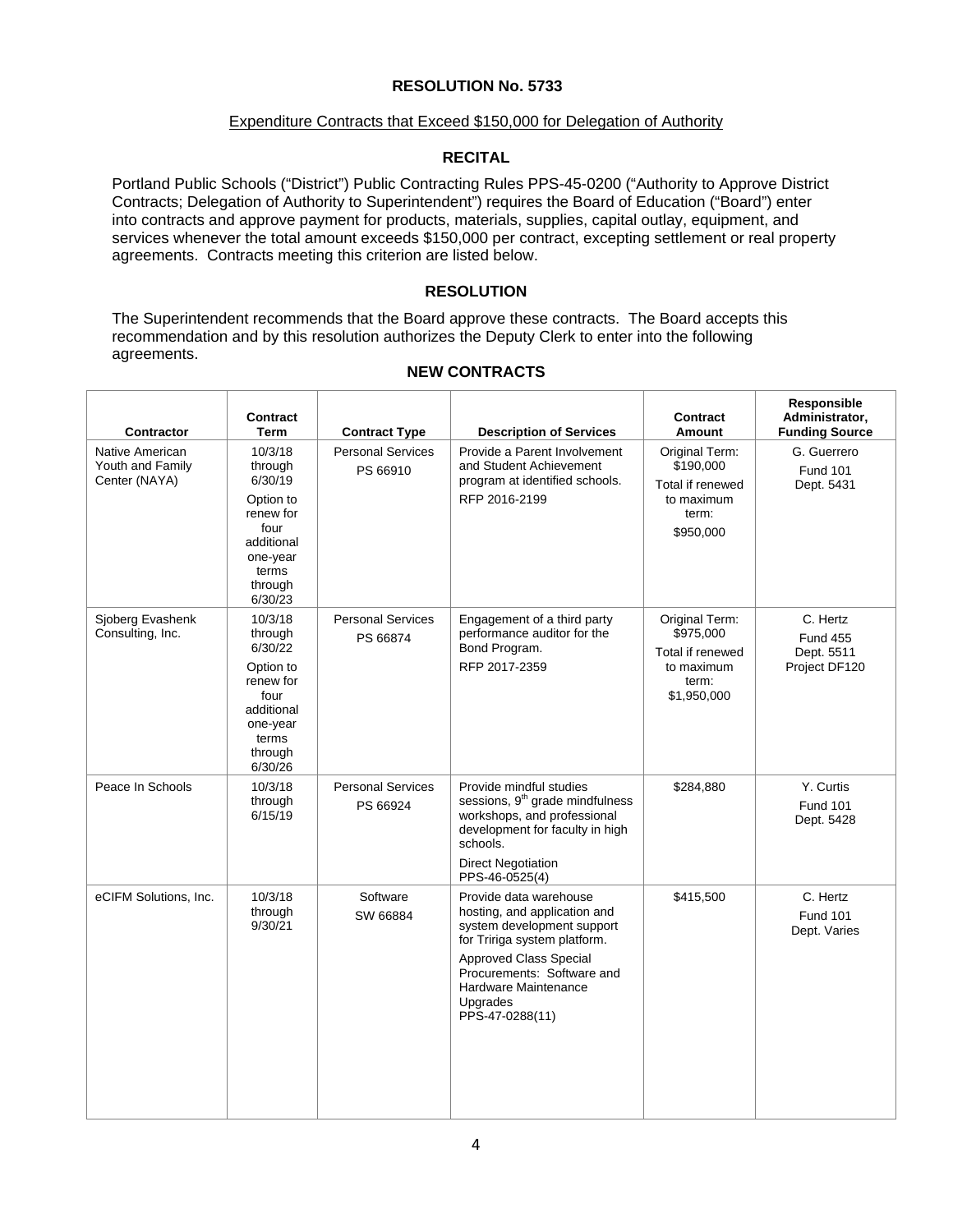**RESOLUTION No. 5733**

Expenditure Contracts that Exceed $150,000 for Delegation of Authority

**RECITAL**

Portland Public Schools ("District") Public Contracting Rules PPS-45-0200 ("Authority to Approve District Contracts; Delegation of Authority to Superintendent") requires the Board of Education ("Board") enter into contracts and approve payment for products, materials, supplies, capital outlay, equipment, and services whenever the total amount exceeds $150,000 per contract, excepting settlement or real property agreements. Contracts meeting this criterion are listed below.

**RESOLUTION**

The Superintendent recommends that the Board approve these contracts. The Board accepts this recommendation and by this resolution authorizes the Deputy Clerk to enter into the following agreements.

**NEW CONTRACTS**

| Contractor | Contract Term | Contract Type | Description of Services | Contract Amount | Responsible Administrator, Funding Source |
|---|---|---|---|---|---|
| Native American Youth and Family Center (NAYA) | 10/3/18 through 6/30/19<br>Option to renew for four additional one-year terms through 6/30/23 | Personal Services<br>PS 66910 | Provide a Parent Involvement and Student Achievement program at identified schools.<br>RFP 2016-2199 | Original Term: $190,000<br>Total if renewed to maximum term:<br>$950,000 | G. Guerrero<br>Fund 101<br>Dept. 5431 |
| Sjoberg Evashenk Consulting, Inc. | 10/3/18 through 6/30/22<br>Option to renew for four additional one-year terms through 6/30/26 | Personal Services<br>PS 66874 | Engagement of a third party performance auditor for the Bond Program.<br>RFP 2017-2359 | Original Term: $975,000<br>Total if renewed to maximum term: $1,950,000 | C. Hertz<br>Fund 455<br>Dept. 5511<br>Project DF120 |
| Peace In Schools | 10/3/18 through 6/15/19 | Personal Services<br>PS 66924 | Provide mindful studies sessions, 9th grade mindfulness workshops, and professional development for faculty in high schools.<br>Direct Negotiation PPS-46-0525(4) | $284,880 | Y. Curtis<br>Fund 101<br>Dept. 5428 |
| eCIFM Solutions, Inc. | 10/3/18 through 9/30/21 | Software<br>SW 66884 | Provide data warehouse hosting, and application and system development support for Tririga system platform.<br>Approved Class Special Procurements: Software and Hardware Maintenance Upgrades PPS-47-0288(11) | $415,500 | C. Hertz<br>Fund 101<br>Dept. Varies |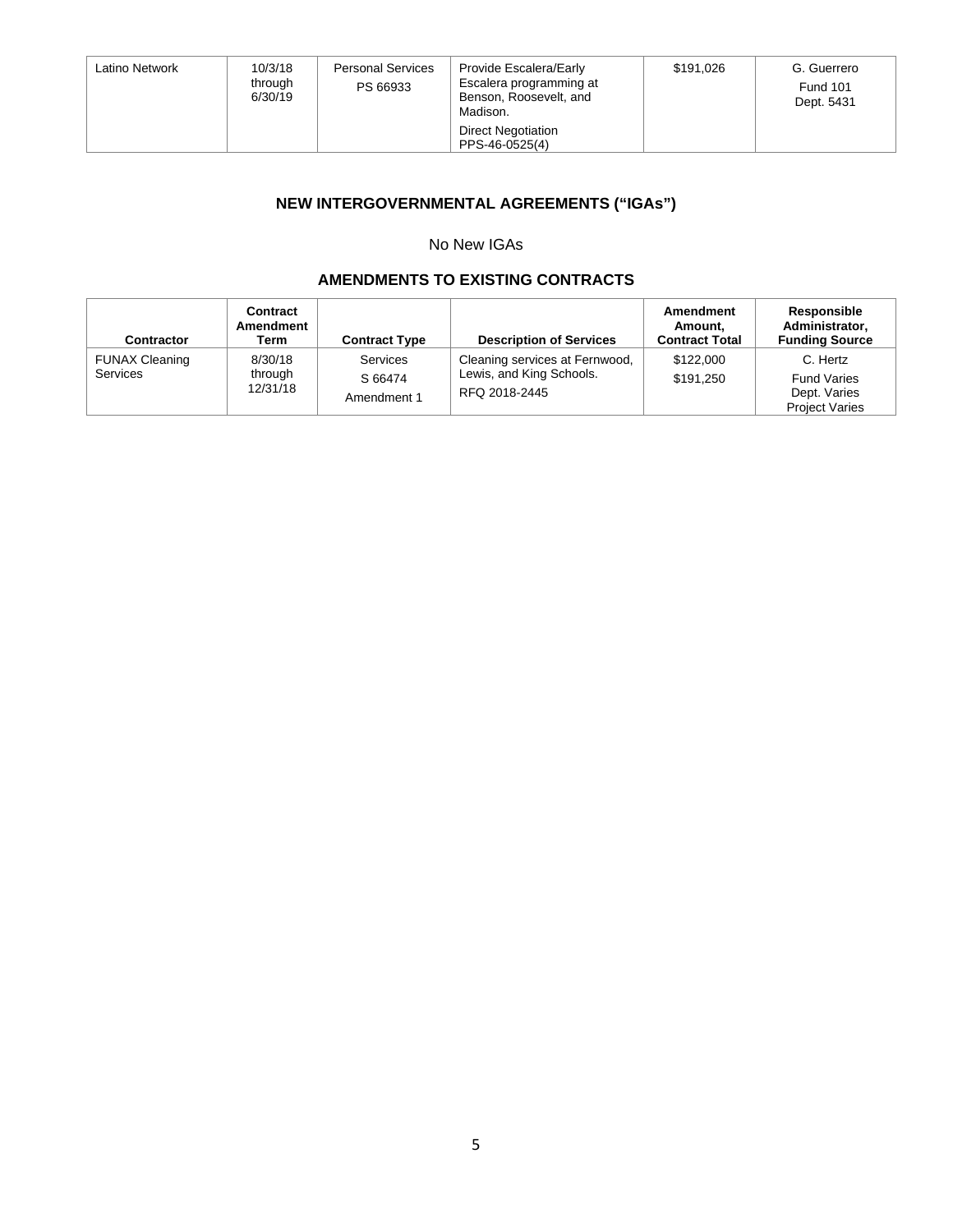| Latino Network | 10/3/18 through 6/30/19 | Personal Services PS 66933 | Provide Escalera/Early Escalera programming at Benson, Roosevelt, and Madison. Direct Negotiation PPS-46-0525(4) | $191,026 | G. Guerrero Fund 101 Dept. 5431 |
|---|---|---|---|---|---|

## NEW INTERGOVERNMENTAL AGREEMENTS ("IGAs")

No New IGAs

## AMENDMENTS TO EXISTING CONTRACTS

| Contractor | Contract Amendment Term | Contract Type | Description of Services | Amendment Amount, Contract Total | Responsible Administrator, Funding Source |
|---|---|---|---|---|---|
| FUNAX Cleaning Services | 8/30/18 through 12/31/18 | Services S 66474 Amendment 1 | Cleaning services at Fernwood, Lewis, and King Schools. RFQ 2018-2445 | $122,000 $191,250 | C. Hertz Fund Varies Dept. Varies Project Varies |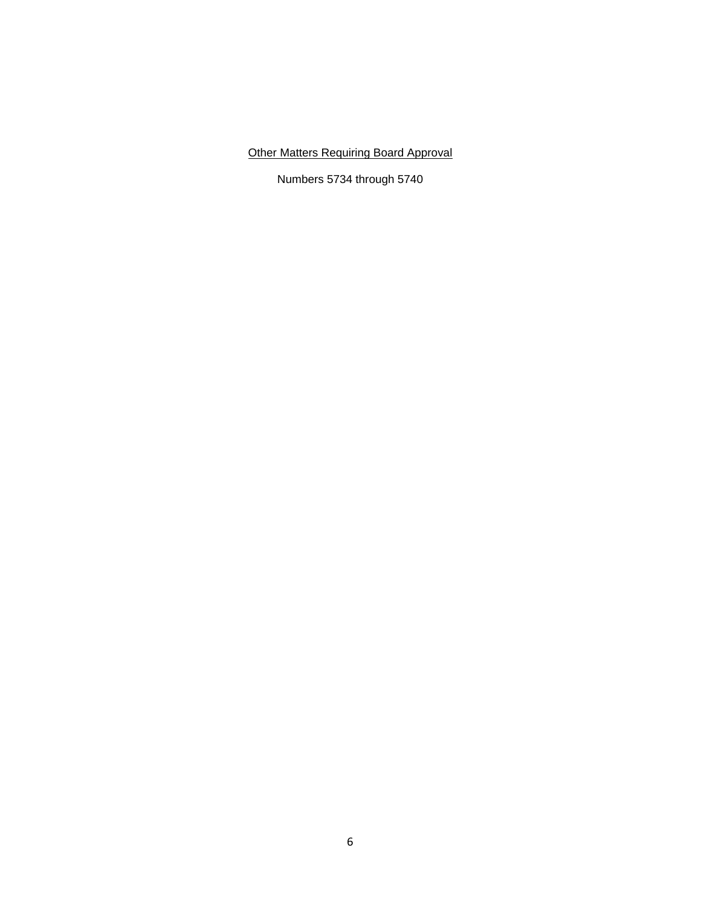<u>Other Matters Requiring Board Approval</u>

Numbers 5734 through 5740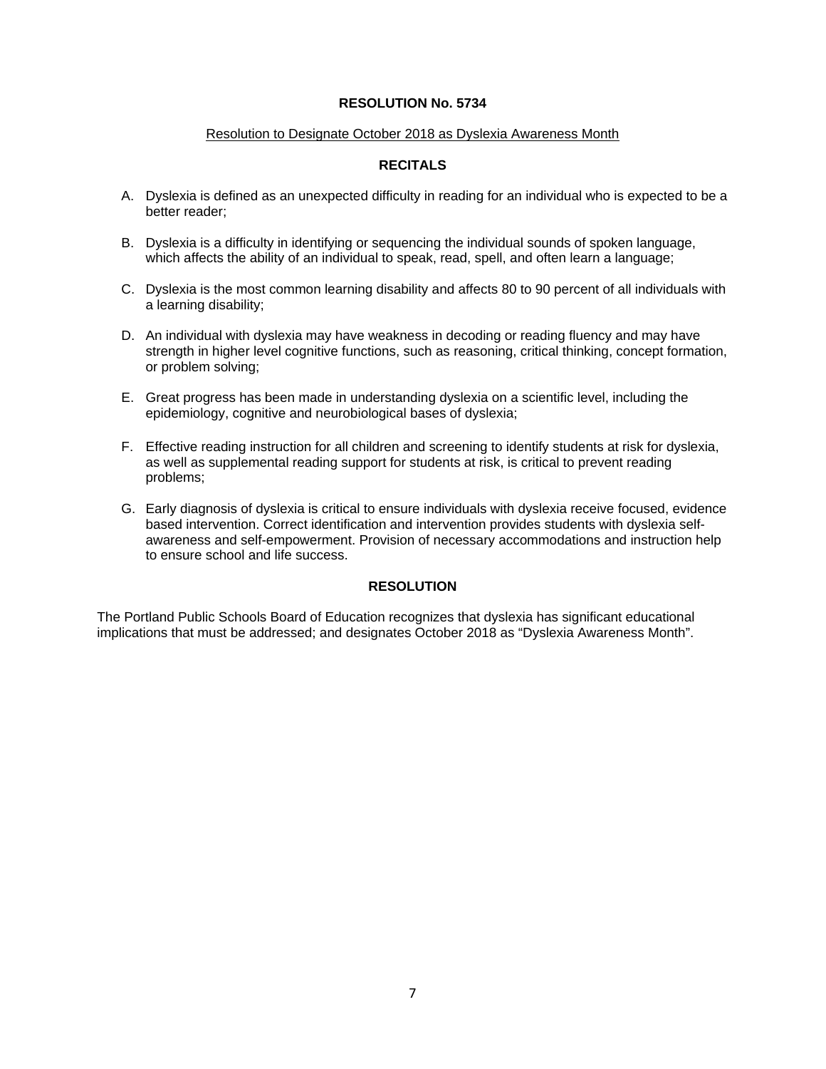**RESOLUTION No. 5734**

Resolution to Designate October 2018 as Dyslexia Awareness Month

**RECITALS**

A. Dyslexia is defined as an unexpected difficulty in reading for an individual who is expected to be a better reader;

B. Dyslexia is a difficulty in identifying or sequencing the individual sounds of spoken language, which affects the ability of an individual to speak, read, spell, and often learn a language;

C. Dyslexia is the most common learning disability and affects 80 to 90 percent of all individuals with a learning disability;

D. An individual with dyslexia may have weakness in decoding or reading fluency and may have strength in higher level cognitive functions, such as reasoning, critical thinking, concept formation, or problem solving;

E. Great progress has been made in understanding dyslexia on a scientific level, including the epidemiology, cognitive and neurobiological bases of dyslexia;

F. Effective reading instruction for all children and screening to identify students at risk for dyslexia, as well as supplemental reading support for students at risk, is critical to prevent reading problems;

G. Early diagnosis of dyslexia is critical to ensure individuals with dyslexia receive focused, evidence based intervention. Correct identification and intervention provides students with dyslexia self-awareness and self-empowerment. Provision of necessary accommodations and instruction help to ensure school and life success.

**RESOLUTION**

The Portland Public Schools Board of Education recognizes that dyslexia has significant educational implications that must be addressed; and designates October 2018 as "Dyslexia Awareness Month".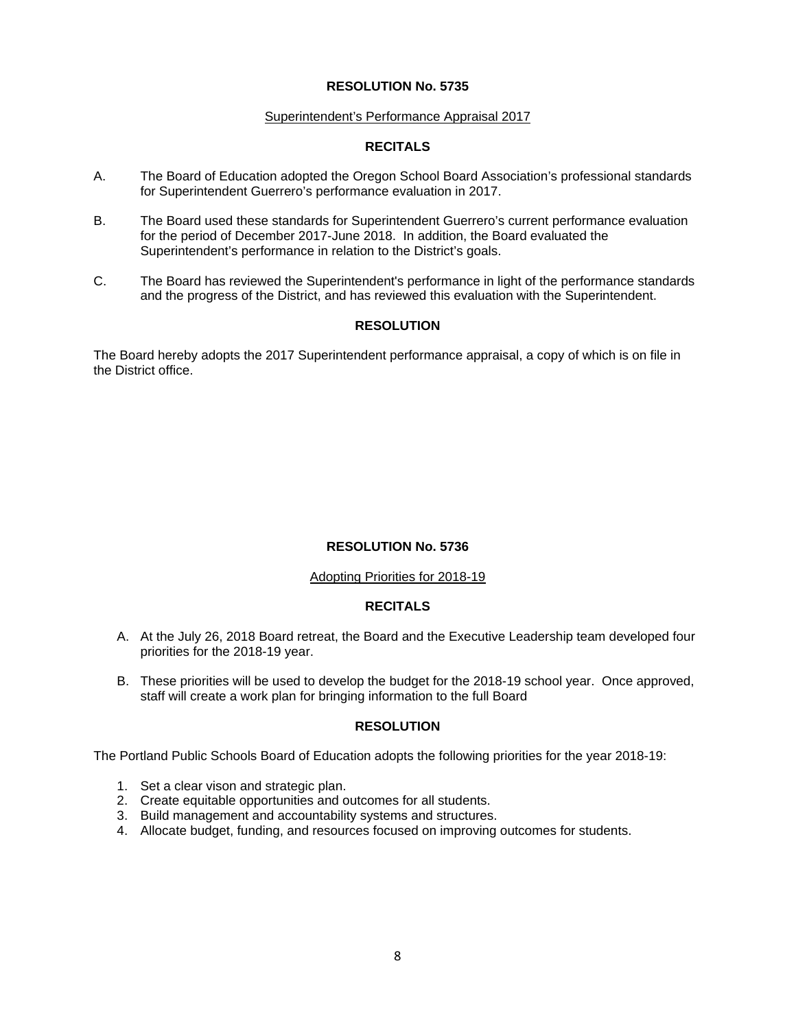## RESOLUTION No. 5735

Superintendent's Performance Appraisal 2017

### RECITALS

A. The Board of Education adopted the Oregon School Board Association's professional standards for Superintendent Guerrero's performance evaluation in 2017.

B. The Board used these standards for Superintendent Guerrero's current performance evaluation for the period of December 2017-June 2018. In addition, the Board evaluated the Superintendent's performance in relation to the District's goals.

C. The Board has reviewed the Superintendent's performance in light of the performance standards and the progress of the District, and has reviewed this evaluation with the Superintendent.

### RESOLUTION

The Board hereby adopts the 2017 Superintendent performance appraisal, a copy of which is on file in the District office.

## RESOLUTION No. 5736

Adopting Priorities for 2018-19

### RECITALS

A. At the July 26, 2018 Board retreat, the Board and the Executive Leadership team developed four priorities for the 2018-19 year.

B. These priorities will be used to develop the budget for the 2018-19 school year. Once approved, staff will create a work plan for bringing information to the full Board

### RESOLUTION

The Portland Public Schools Board of Education adopts the following priorities for the year 2018-19:

1. Set a clear vison and strategic plan.
2. Create equitable opportunities and outcomes for all students.
3. Build management and accountability systems and structures.
4. Allocate budget, funding, and resources focused on improving outcomes for students.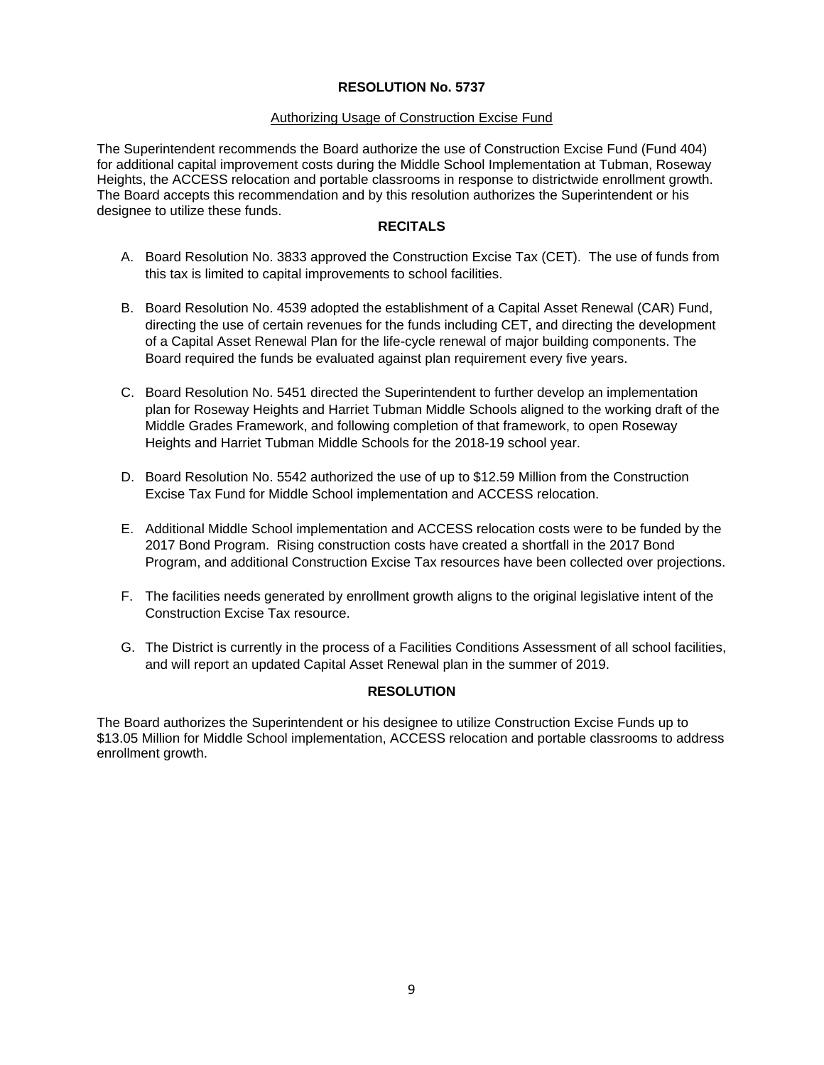# RESOLUTION No. 5737

Authorizing Usage of Construction Excise Fund

The Superintendent recommends the Board authorize the use of Construction Excise Fund (Fund 404) for additional capital improvement costs during the Middle School Implementation at Tubman, Roseway Heights, the ACCESS relocation and portable classrooms in response to districtwide enrollment growth. The Board accepts this recommendation and by this resolution authorizes the Superintendent or his designee to utilize these funds.

## RECITALS

A. Board Resolution No. 3833 approved the Construction Excise Tax (CET). The use of funds from this tax is limited to capital improvements to school facilities.

B. Board Resolution No. 4539 adopted the establishment of a Capital Asset Renewal (CAR) Fund, directing the use of certain revenues for the funds including CET, and directing the development of a Capital Asset Renewal Plan for the life-cycle renewal of major building components. The Board required the funds be evaluated against plan requirement every five years.

C. Board Resolution No. 5451 directed the Superintendent to further develop an implementation plan for Roseway Heights and Harriet Tubman Middle Schools aligned to the working draft of the Middle Grades Framework, and following completion of that framework, to open Roseway Heights and Harriet Tubman Middle Schools for the 2018-19 school year.

D. Board Resolution No. 5542 authorized the use of up to $12.59 Million from the Construction Excise Tax Fund for Middle School implementation and ACCESS relocation.

E. Additional Middle School implementation and ACCESS relocation costs were to be funded by the 2017 Bond Program. Rising construction costs have created a shortfall in the 2017 Bond Program, and additional Construction Excise Tax resources have been collected over projections.

F. The facilities needs generated by enrollment growth aligns to the original legislative intent of the Construction Excise Tax resource.

G. The District is currently in the process of a Facilities Conditions Assessment of all school facilities, and will report an updated Capital Asset Renewal plan in the summer of 2019.

## RESOLUTION

The Board authorizes the Superintendent or his designee to utilize Construction Excise Funds up to $13.05 Million for Middle School implementation, ACCESS relocation and portable classrooms to address enrollment growth.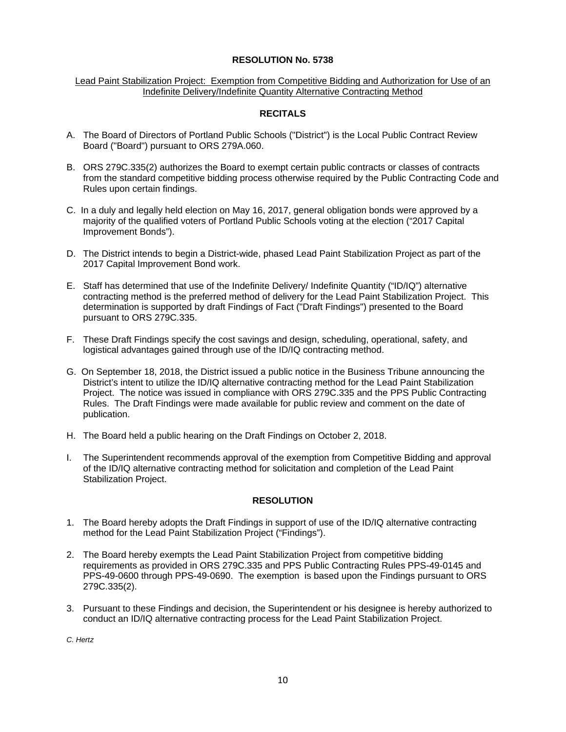# RESOLUTION No. 5738

Lead Paint Stabilization Project: Exemption from Competitive Bidding and Authorization for Use of an Indefinite Delivery/Indefinite Quantity Alternative Contracting Method

## RECITALS

A. The Board of Directors of Portland Public Schools ("District") is the Local Public Contract Review Board ("Board") pursuant to ORS 279A.060.

B. ORS 279C.335(2) authorizes the Board to exempt certain public contracts or classes of contracts from the standard competitive bidding process otherwise required by the Public Contracting Code and Rules upon certain findings.

C. In a duly and legally held election on May 16, 2017, general obligation bonds were approved by a majority of the qualified voters of Portland Public Schools voting at the election ("2017 Capital Improvement Bonds").

D. The District intends to begin a District-wide, phased Lead Paint Stabilization Project as part of the 2017 Capital Improvement Bond work.

E. Staff has determined that use of the Indefinite Delivery/ Indefinite Quantity ("ID/IQ") alternative contracting method is the preferred method of delivery for the Lead Paint Stabilization Project. This determination is supported by draft Findings of Fact ("Draft Findings") presented to the Board pursuant to ORS 279C.335.

F. These Draft Findings specify the cost savings and design, scheduling, operational, safety, and logistical advantages gained through use of the ID/IQ contracting method.

G. On September 18, 2018, the District issued a public notice in the Business Tribune announcing the District's intent to utilize the ID/IQ alternative contracting method for the Lead Paint Stabilization Project. The notice was issued in compliance with ORS 279C.335 and the PPS Public Contracting Rules. The Draft Findings were made available for public review and comment on the date of publication.

H. The Board held a public hearing on the Draft Findings on October 2, 2018.

I. The Superintendent recommends approval of the exemption from Competitive Bidding and approval of the ID/IQ alternative contracting method for solicitation and completion of the Lead Paint Stabilization Project.

## RESOLUTION

1. The Board hereby adopts the Draft Findings in support of use of the ID/IQ alternative contracting method for the Lead Paint Stabilization Project ("Findings").

2. The Board hereby exempts the Lead Paint Stabilization Project from competitive bidding requirements as provided in ORS 279C.335 and PPS Public Contracting Rules PPS-49-0145 and PPS-49-0600 through PPS-49-0690. The exemption is based upon the Findings pursuant to ORS 279C.335(2).

3. Pursuant to these Findings and decision, the Superintendent or his designee is hereby authorized to conduct an ID/IQ alternative contracting process for the Lead Paint Stabilization Project.

*C. Hertz*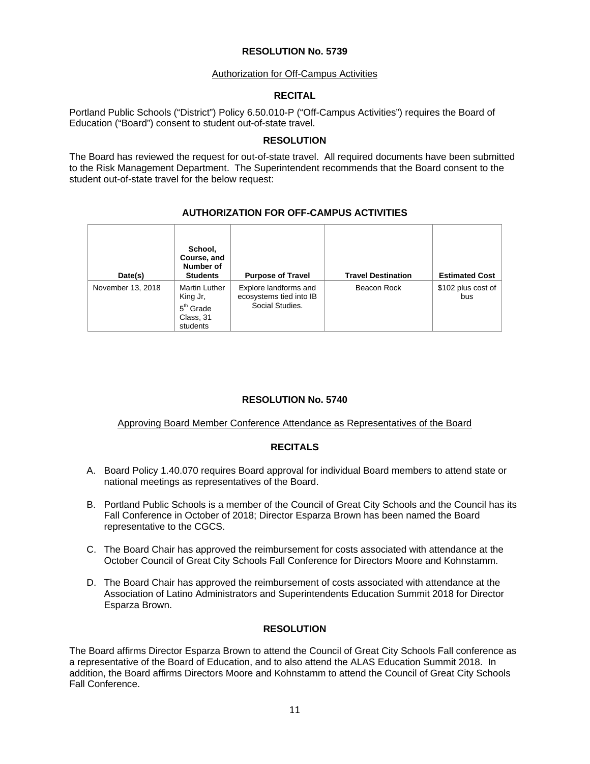## RESOLUTION No. 5739

Authorization for Off-Campus Activities

### RECITAL

Portland Public Schools ("District") Policy 6.50.010-P ("Off-Campus Activities") requires the Board of Education ("Board") consent to student out-of-state travel.

### RESOLUTION

The Board has reviewed the request for out-of-state travel. All required documents have been submitted to the Risk Management Department. The Superintendent recommends that the Board consent to the student out-of-state travel for the below request:

### AUTHORIZATION FOR OFF-CAMPUS ACTIVITIES

| Date(s) | School, Course, and Number of Students | Purpose of Travel | Travel Destination | Estimated Cost |
|---|---|---|---|---|
| November 13, 2018 | Martin Luther King Jr, 5th Grade Class, 31 students | Explore landforms and ecosystems tied into IB Social Studies. | Beacon Rock | $102 plus cost of bus |

## RESOLUTION No. 5740

Approving Board Member Conference Attendance as Representatives of the Board

### RECITALS

A. Board Policy 1.40.070 requires Board approval for individual Board members to attend state or national meetings as representatives of the Board.

B. Portland Public Schools is a member of the Council of Great City Schools and the Council has its Fall Conference in October of 2018; Director Esparza Brown has been named the Board representative to the CGCS.

C. The Board Chair has approved the reimbursement for costs associated with attendance at the October Council of Great City Schools Fall Conference for Directors Moore and Kohnstamm.

D. The Board Chair has approved the reimbursement of costs associated with attendance at the Association of Latino Administrators and Superintendents Education Summit 2018 for Director Esparza Brown.

### RESOLUTION

The Board affirms Director Esparza Brown to attend the Council of Great City Schools Fall conference as a representative of the Board of Education, and to also attend the ALAS Education Summit 2018. In addition, the Board affirms Directors Moore and Kohnstamm to attend the Council of Great City Schools Fall Conference.